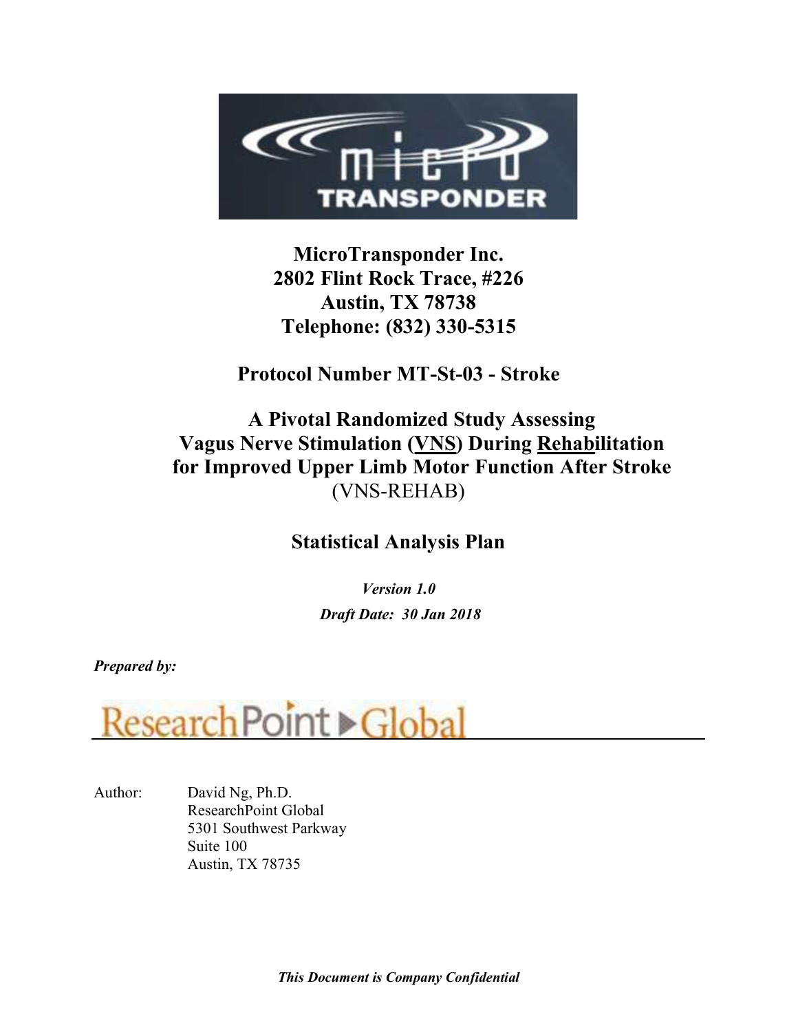**MicroTransponder Inc.**
**2802 Flint Rock Trace, #226**
**Austin, TX 78738**
**Telephone: (832) 330-5315**

**Protocol Number MT-St-03 - Stroke**

# A Pivotal Randomized Study Assessing Vagus Nerve Stimulation (VNS) During Rehabilitation for Improved Upper Limb Motor Function After Stroke

(VNS-REHAB)

## Statistical Analysis Plan

***Version 1.0***

***Draft Date: 30 Jan 2018***

***Prepared by:***

ResearchPoint Global

Author: David Ng, Ph.D.
ResearchPoint Global
5301 Southwest Parkway
Suite 100
Austin, TX 78735

***This Document is Company Confidential***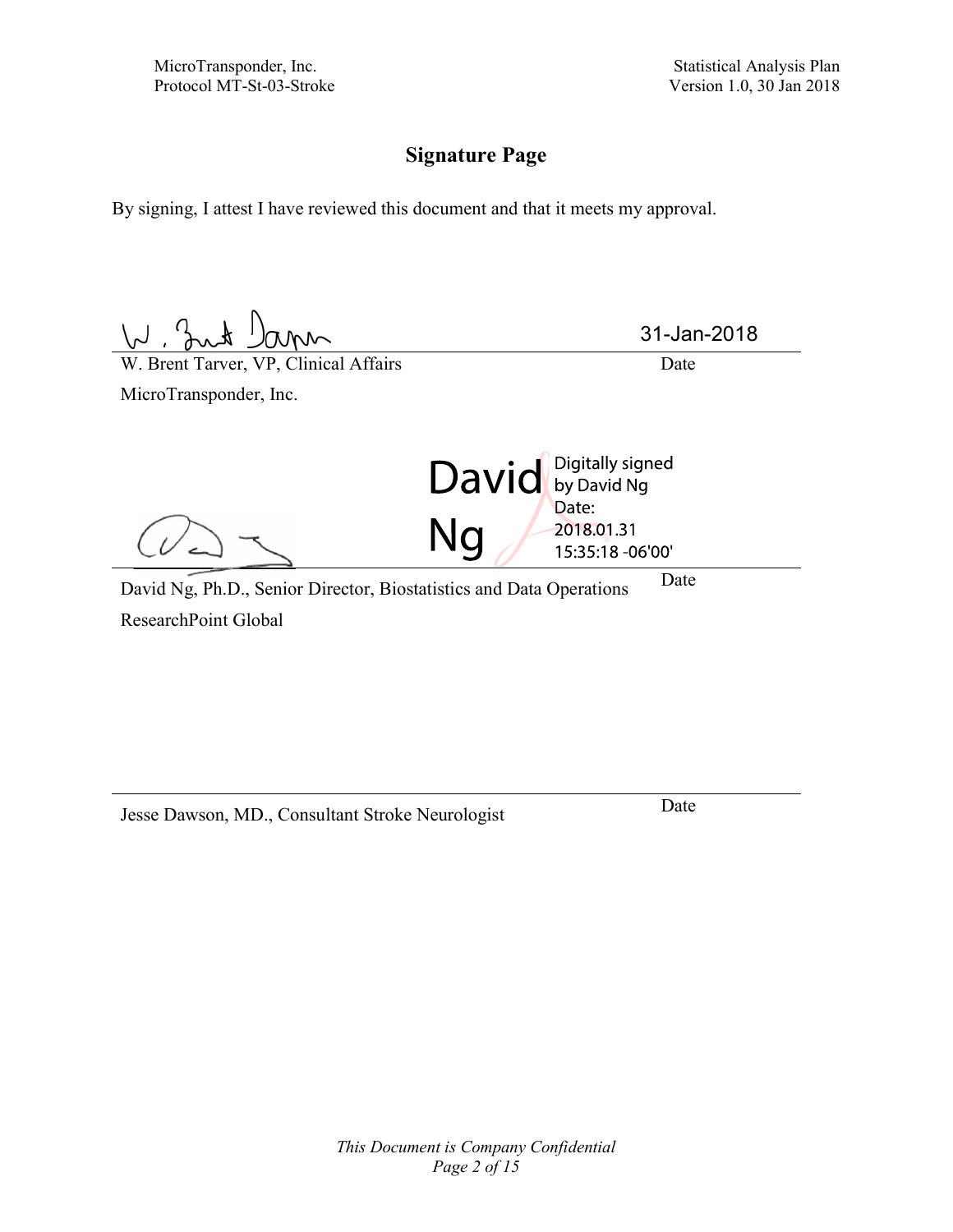# Signature Page

By signing, I attest I have reviewed this document and that it meets my approval.

| | |
|---|---|
| | 31-Jan-2018 |
| W. Brent Tarver, VP, Clinical Affairs | Date |
| MicroTransponder, Inc. | |

David Ng — Digitally signed by David Ng Date: 2018.01.31 15:35:18 -06'00'

| | |
|---|---|
| David Ng, Ph.D., Senior Director, Biostatistics and Data Operations | Date |
| ResearchPoint Global | |

| | |
|---|---|
| Jesse Dawson, MD., Consultant Stroke Neurologist | Date |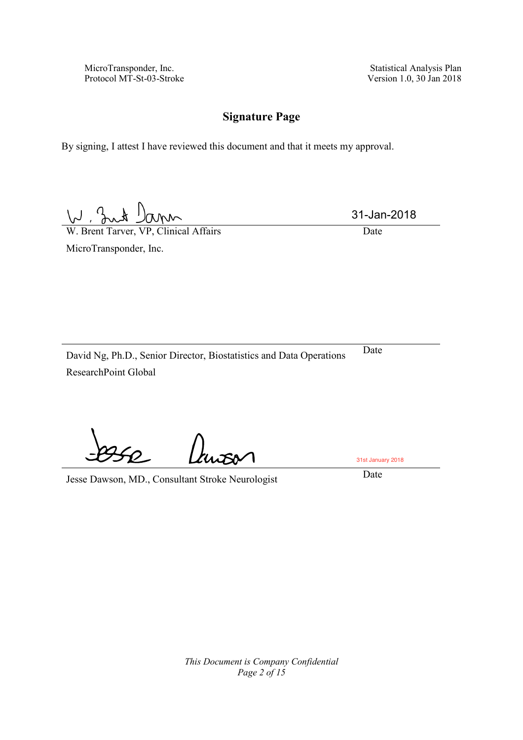## Signature Page

By signing, I attest I have reviewed this document and that it meets my approval.

| | |
|---|---|
| | 31-Jan-2018 |
| W. Brent Tarver, VP, Clinical Affairs | Date |

MicroTransponder, Inc.

| | |
|---|---|
| David Ng, Ph.D., Senior Director, Biostatistics and Data Operations | Date |

ResearchPoint Global

| | |
|---|---|
| | 31st January 2018 |
| Jesse Dawson, MD., Consultant Stroke Neurologist | Date |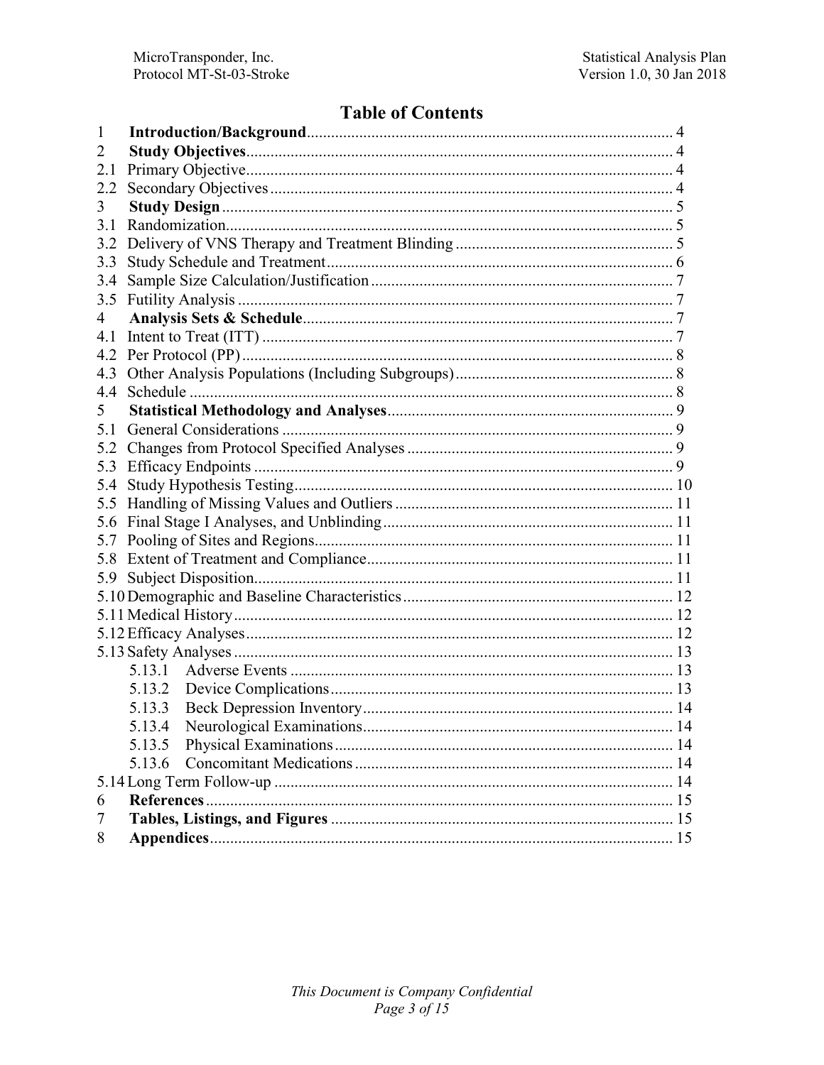# Table of Contents

| | | |
|---|---|---|
| 1 | **Introduction/Background** | 4 |
| 2 | **Study Objectives** | 4 |
| 2.1 | Primary Objective | 4 |
| 2.2 | Secondary Objectives | 4 |
| 3 | **Study Design** | 5 |
| 3.1 | Randomization | 5 |
| 3.2 | Delivery of VNS Therapy and Treatment Blinding | 5 |
| 3.3 | Study Schedule and Treatment | 6 |
| 3.4 | Sample Size Calculation/Justification | 7 |
| 3.5 | Futility Analysis | 7 |
| 4 | **Analysis Sets & Schedule** | 7 |
| 4.1 | Intent to Treat (ITT) | 7 |
| 4.2 | Per Protocol (PP) | 8 |
| 4.3 | Other Analysis Populations (Including Subgroups) | 8 |
| 4.4 | Schedule | 8 |
| 5 | **Statistical Methodology and Analyses** | 9 |
| 5.1 | General Considerations | 9 |
| 5.2 | Changes from Protocol Specified Analyses | 9 |
| 5.3 | Efficacy Endpoints | 9 |
| 5.4 | Study Hypothesis Testing | 10 |
| 5.5 | Handling of Missing Values and Outliers | 11 |
| 5.6 | Final Stage I Analyses, and Unblinding | 11 |
| 5.7 | Pooling of Sites and Regions | 11 |
| 5.8 | Extent of Treatment and Compliance | 11 |
| 5.9 | Subject Disposition | 11 |
| 5.10 | Demographic and Baseline Characteristics | 12 |
| 5.11 | Medical History | 12 |
| 5.12 | Efficacy Analyses | 12 |
| 5.13 | Safety Analyses | 13 |
| 5.13.1 | Adverse Events | 13 |
| 5.13.2 | Device Complications | 13 |
| 5.13.3 | Beck Depression Inventory | 14 |
| 5.13.4 | Neurological Examinations | 14 |
| 5.13.5 | Physical Examinations | 14 |
| 5.13.6 | Concomitant Medications | 14 |
| 5.14 | Long Term Follow-up | 14 |
| 6 | **References** | 15 |
| 7 | **Tables, Listings, and Figures** | 15 |
| 8 | **Appendices** | 15 |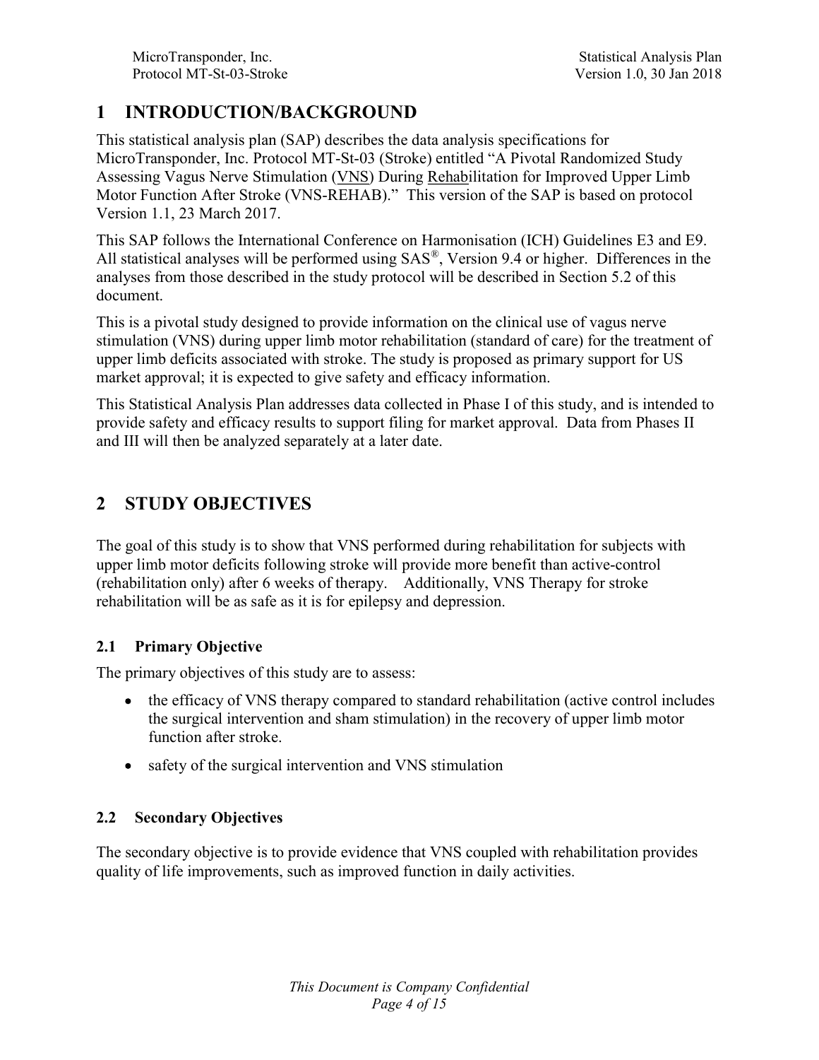# 1 INTRODUCTION/BACKGROUND

This statistical analysis plan (SAP) describes the data analysis specifications for MicroTransponder, Inc. Protocol MT-St-03 (Stroke) entitled "A Pivotal Randomized Study Assessing Vagus Nerve Stimulation (VNS) During Rehabilitation for Improved Upper Limb Motor Function After Stroke (VNS-REHAB)." This version of the SAP is based on protocol Version 1.1, 23 March 2017.

This SAP follows the International Conference on Harmonisation (ICH) Guidelines E3 and E9. All statistical analyses will be performed using SAS®, Version 9.4 or higher. Differences in the analyses from those described in the study protocol will be described in Section 5.2 of this document.

This is a pivotal study designed to provide information on the clinical use of vagus nerve stimulation (VNS) during upper limb motor rehabilitation (standard of care) for the treatment of upper limb deficits associated with stroke. The study is proposed as primary support for US market approval; it is expected to give safety and efficacy information.

This Statistical Analysis Plan addresses data collected in Phase I of this study, and is intended to provide safety and efficacy results to support filing for market approval. Data from Phases II and III will then be analyzed separately at a later date.

# 2 STUDY OBJECTIVES

The goal of this study is to show that VNS performed during rehabilitation for subjects with upper limb motor deficits following stroke will provide more benefit than active-control (rehabilitation only) after 6 weeks of therapy. Additionally, VNS Therapy for stroke rehabilitation will be as safe as it is for epilepsy and depression.

## 2.1 Primary Objective

The primary objectives of this study are to assess:

- the efficacy of VNS therapy compared to standard rehabilitation (active control includes the surgical intervention and sham stimulation) in the recovery of upper limb motor function after stroke.
- safety of the surgical intervention and VNS stimulation

## 2.2 Secondary Objectives

The secondary objective is to provide evidence that VNS coupled with rehabilitation provides quality of life improvements, such as improved function in daily activities.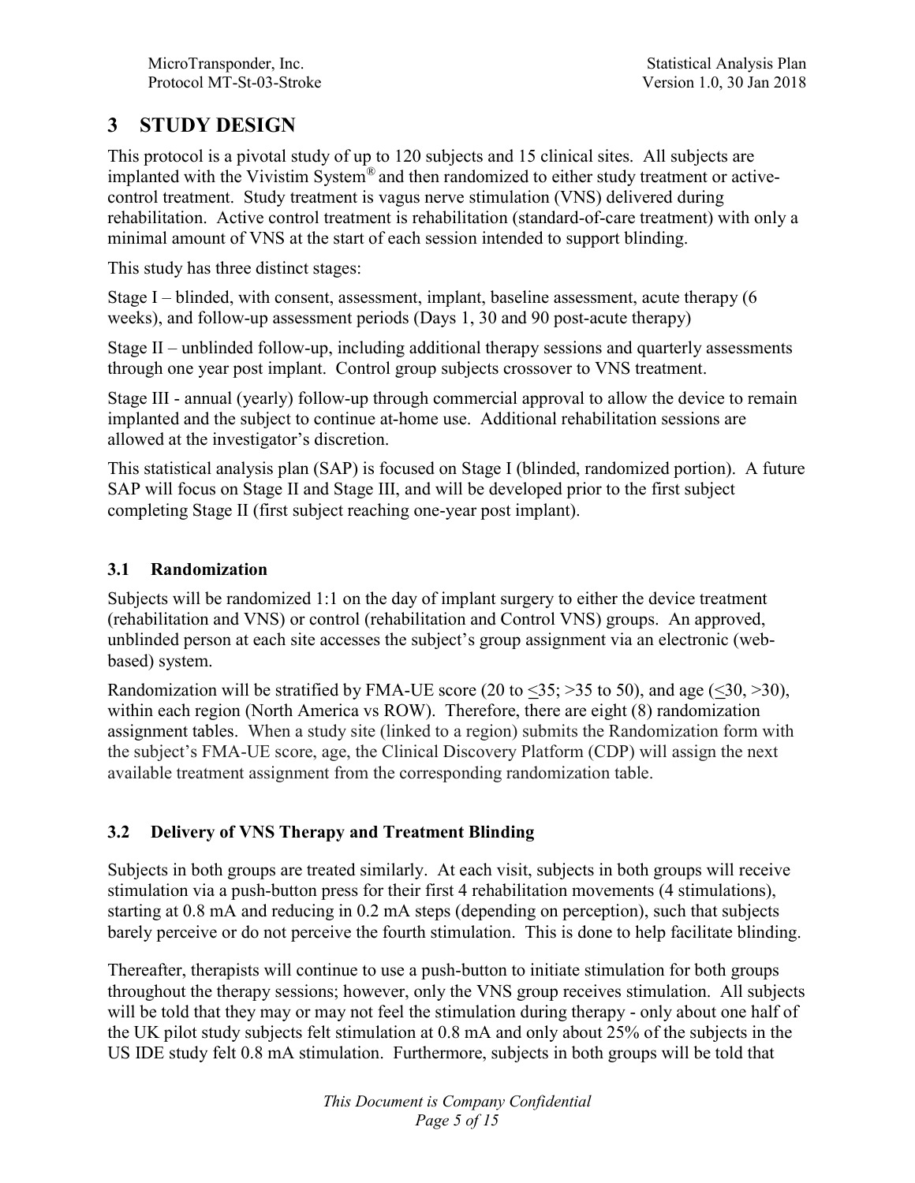# 3 STUDY DESIGN

This protocol is a pivotal study of up to 120 subjects and 15 clinical sites. All subjects are implanted with the Vivistim System® and then randomized to either study treatment or active-control treatment. Study treatment is vagus nerve stimulation (VNS) delivered during rehabilitation. Active control treatment is rehabilitation (standard-of-care treatment) with only a minimal amount of VNS at the start of each session intended to support blinding.

This study has three distinct stages:

Stage I – blinded, with consent, assessment, implant, baseline assessment, acute therapy (6 weeks), and follow-up assessment periods (Days 1, 30 and 90 post-acute therapy)

Stage II – unblinded follow-up, including additional therapy sessions and quarterly assessments through one year post implant. Control group subjects crossover to VNS treatment.

Stage III - annual (yearly) follow-up through commercial approval to allow the device to remain implanted and the subject to continue at-home use. Additional rehabilitation sessions are allowed at the investigator's discretion.

This statistical analysis plan (SAP) is focused on Stage I (blinded, randomized portion). A future SAP will focus on Stage II and Stage III, and will be developed prior to the first subject completing Stage II (first subject reaching one-year post implant).

## 3.1 Randomization

Subjects will be randomized 1:1 on the day of implant surgery to either the device treatment (rehabilitation and VNS) or control (rehabilitation and Control VNS) groups. An approved, unblinded person at each site accesses the subject's group assignment via an electronic (web-based) system.

Randomization will be stratified by FMA-UE score (20 to ≤35; >35 to 50), and age (≤30, >30), within each region (North America vs ROW). Therefore, there are eight (8) randomization assignment tables. When a study site (linked to a region) submits the Randomization form with the subject's FMA-UE score, age, the Clinical Discovery Platform (CDP) will assign the next available treatment assignment from the corresponding randomization table.

## 3.2 Delivery of VNS Therapy and Treatment Blinding

Subjects in both groups are treated similarly. At each visit, subjects in both groups will receive stimulation via a push-button press for their first 4 rehabilitation movements (4 stimulations), starting at 0.8 mA and reducing in 0.2 mA steps (depending on perception), such that subjects barely perceive or do not perceive the fourth stimulation. This is done to help facilitate blinding.

Thereafter, therapists will continue to use a push-button to initiate stimulation for both groups throughout the therapy sessions; however, only the VNS group receives stimulation. All subjects will be told that they may or may not feel the stimulation during therapy - only about one half of the UK pilot study subjects felt stimulation at 0.8 mA and only about 25% of the subjects in the US IDE study felt 0.8 mA stimulation. Furthermore, subjects in both groups will be told that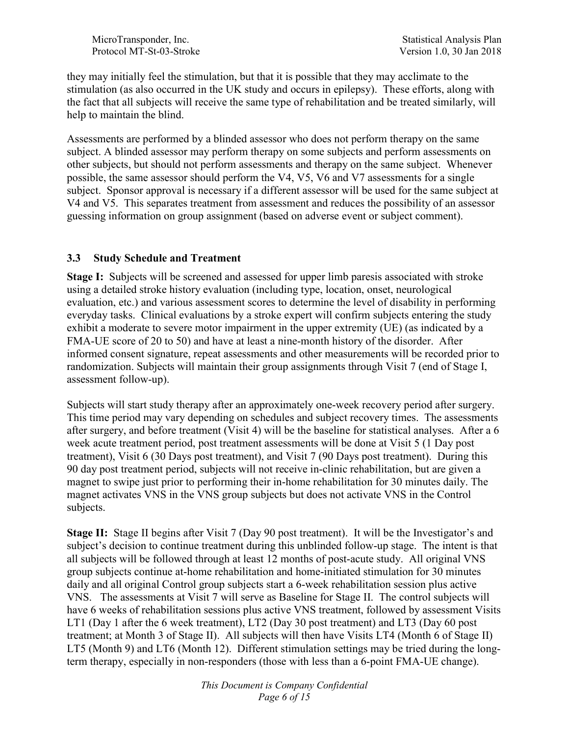they may initially feel the stimulation, but that it is possible that they may acclimate to the stimulation (as also occurred in the UK study and occurs in epilepsy). These efforts, along with the fact that all subjects will receive the same type of rehabilitation and be treated similarly, will help to maintain the blind.

Assessments are performed by a blinded assessor who does not perform therapy on the same subject. A blinded assessor may perform therapy on some subjects and perform assessments on other subjects, but should not perform assessments and therapy on the same subject. Whenever possible, the same assessor should perform the V4, V5, V6 and V7 assessments for a single subject. Sponsor approval is necessary if a different assessor will be used for the same subject at V4 and V5. This separates treatment from assessment and reduces the possibility of an assessor guessing information on group assignment (based on adverse event or subject comment).

### 3.3 Study Schedule and Treatment

**Stage I:** Subjects will be screened and assessed for upper limb paresis associated with stroke using a detailed stroke history evaluation (including type, location, onset, neurological evaluation, etc.) and various assessment scores to determine the level of disability in performing everyday tasks. Clinical evaluations by a stroke expert will confirm subjects entering the study exhibit a moderate to severe motor impairment in the upper extremity (UE) (as indicated by a FMA-UE score of 20 to 50) and have at least a nine-month history of the disorder. After informed consent signature, repeat assessments and other measurements will be recorded prior to randomization. Subjects will maintain their group assignments through Visit 7 (end of Stage I, assessment follow-up).

Subjects will start study therapy after an approximately one-week recovery period after surgery. This time period may vary depending on schedules and subject recovery times. The assessments after surgery, and before treatment (Visit 4) will be the baseline for statistical analyses. After a 6 week acute treatment period, post treatment assessments will be done at Visit 5 (1 Day post treatment), Visit 6 (30 Days post treatment), and Visit 7 (90 Days post treatment). During this 90 day post treatment period, subjects will not receive in-clinic rehabilitation, but are given a magnet to swipe just prior to performing their in-home rehabilitation for 30 minutes daily. The magnet activates VNS in the VNS group subjects but does not activate VNS in the Control subjects.

**Stage II:** Stage II begins after Visit 7 (Day 90 post treatment). It will be the Investigator's and subject's decision to continue treatment during this unblinded follow-up stage. The intent is that all subjects will be followed through at least 12 months of post-acute study. All original VNS group subjects continue at-home rehabilitation and home-initiated stimulation for 30 minutes daily and all original Control group subjects start a 6-week rehabilitation session plus active VNS. The assessments at Visit 7 will serve as Baseline for Stage II. The control subjects will have 6 weeks of rehabilitation sessions plus active VNS treatment, followed by assessment Visits LT1 (Day 1 after the 6 week treatment), LT2 (Day 30 post treatment) and LT3 (Day 60 post treatment; at Month 3 of Stage II). All subjects will then have Visits LT4 (Month 6 of Stage II) LT5 (Month 9) and LT6 (Month 12). Different stimulation settings may be tried during the long-term therapy, especially in non-responders (those with less than a 6-point FMA-UE change).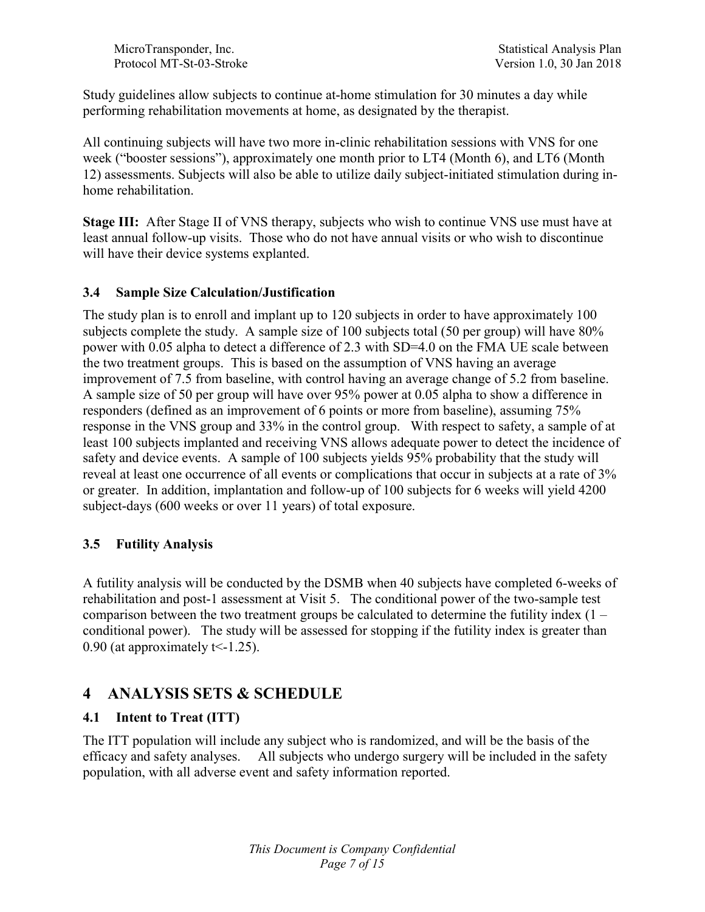Study guidelines allow subjects to continue at-home stimulation for 30 minutes a day while performing rehabilitation movements at home, as designated by the therapist.

All continuing subjects will have two more in-clinic rehabilitation sessions with VNS for one week ("booster sessions"), approximately one month prior to LT4 (Month 6), and LT6 (Month 12) assessments. Subjects will also be able to utilize daily subject-initiated stimulation during in-home rehabilitation.

**Stage III:** After Stage II of VNS therapy, subjects who wish to continue VNS use must have at least annual follow-up visits. Those who do not have annual visits or who wish to discontinue will have their device systems explanted.

### 3.4 Sample Size Calculation/Justification

The study plan is to enroll and implant up to 120 subjects in order to have approximately 100 subjects complete the study. A sample size of 100 subjects total (50 per group) will have 80% power with 0.05 alpha to detect a difference of 2.3 with SD=4.0 on the FMA UE scale between the two treatment groups. This is based on the assumption of VNS having an average improvement of 7.5 from baseline, with control having an average change of 5.2 from baseline. A sample size of 50 per group will have over 95% power at 0.05 alpha to show a difference in responders (defined as an improvement of 6 points or more from baseline), assuming 75% response in the VNS group and 33% in the control group. With respect to safety, a sample of at least 100 subjects implanted and receiving VNS allows adequate power to detect the incidence of safety and device events. A sample of 100 subjects yields 95% probability that the study will reveal at least one occurrence of all events or complications that occur in subjects at a rate of 3% or greater. In addition, implantation and follow-up of 100 subjects for 6 weeks will yield 4200 subject-days (600 weeks or over 11 years) of total exposure.

### 3.5 Futility Analysis

A futility analysis will be conducted by the DSMB when 40 subjects have completed 6-weeks of rehabilitation and post-1 assessment at Visit 5. The conditional power of the two-sample test comparison between the two treatment groups be calculated to determine the futility index (1 – conditional power). The study will be assessed for stopping if the futility index is greater than 0.90 (at approximately $t<-1.25$).

# 4 ANALYSIS SETS & SCHEDULE

### 4.1 Intent to Treat (ITT)

The ITT population will include any subject who is randomized, and will be the basis of the efficacy and safety analyses. All subjects who undergo surgery will be included in the safety population, with all adverse event and safety information reported.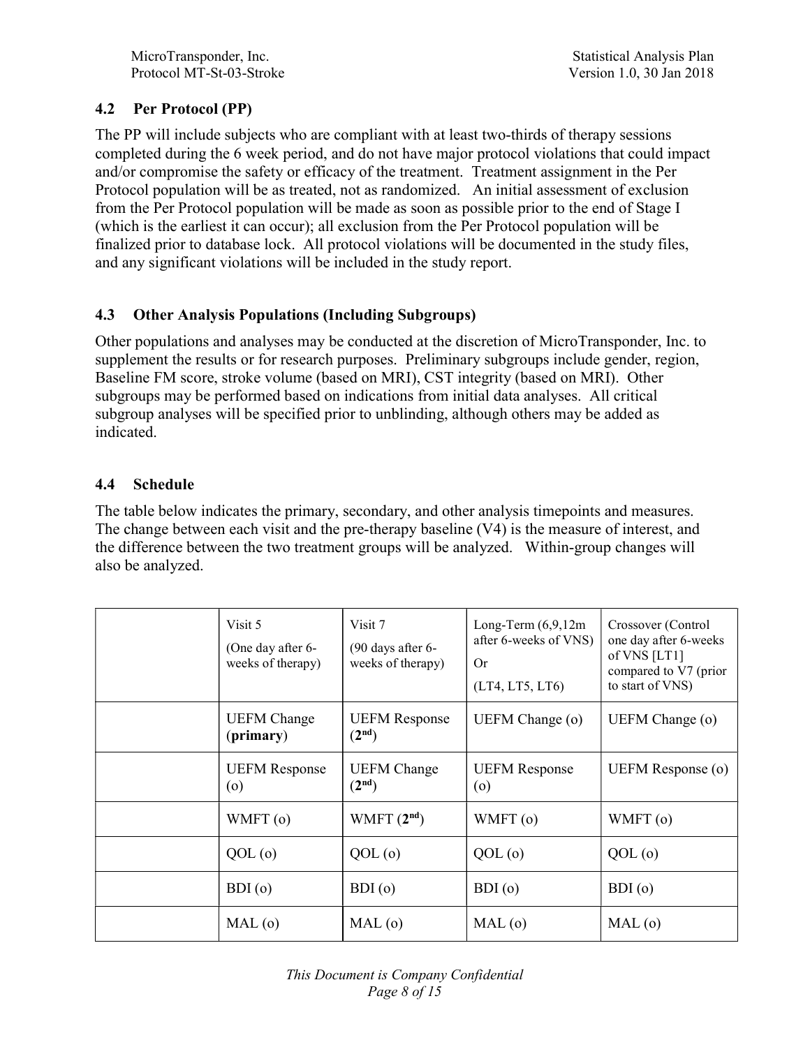## 4.2 Per Protocol (PP)

The PP will include subjects who are compliant with at least two-thirds of therapy sessions completed during the 6 week period, and do not have major protocol violations that could impact and/or compromise the safety or efficacy of the treatment. Treatment assignment in the Per Protocol population will be as treated, not as randomized. An initial assessment of exclusion from the Per Protocol population will be made as soon as possible prior to the end of Stage I (which is the earliest it can occur); all exclusion from the Per Protocol population will be finalized prior to database lock. All protocol violations will be documented in the study files, and any significant violations will be included in the study report.

## 4.3 Other Analysis Populations (Including Subgroups)

Other populations and analyses may be conducted at the discretion of MicroTransponder, Inc. to supplement the results or for research purposes. Preliminary subgroups include gender, region, Baseline FM score, stroke volume (based on MRI), CST integrity (based on MRI). Other subgroups may be performed based on indications from initial data analyses. All critical subgroup analyses will be specified prior to unblinding, although others may be added as indicated.

## 4.4 Schedule

The table below indicates the primary, secondary, and other analysis timepoints and measures. The change between each visit and the pre-therapy baseline (V4) is the measure of interest, and the difference between the two treatment groups will be analyzed. Within-group changes will also be analyzed.

| | Visit 5 (One day after 6-weeks of therapy) | Visit 7 (90 days after 6-weeks of therapy) | Long-Term (6,9,12m after 6-weeks of VNS) Or (LT4, LT5, LT6) | Crossover (Control one day after 6-weeks of VNS [LT1] compared to V7 (prior to start of VNS) |
|---|---|---|---|---|
| | UEFM Change (**primary**) | UEFM Response (**2nd**) | UEFM Change (o) | UEFM Change (o) |
| | UEFM Response (o) | UEFM Change (**2nd**) | UEFM Response (o) | UEFM Response (o) |
| | WMFT (o) | WMFT (**2nd**) | WMFT (o) | WMFT (o) |
| | QOL (o) | QOL (o) | QOL (o) | QOL (o) |
| | BDI (o) | BDI (o) | BDI (o) | BDI (o) |
| | MAL (o) | MAL (o) | MAL (o) | MAL (o) |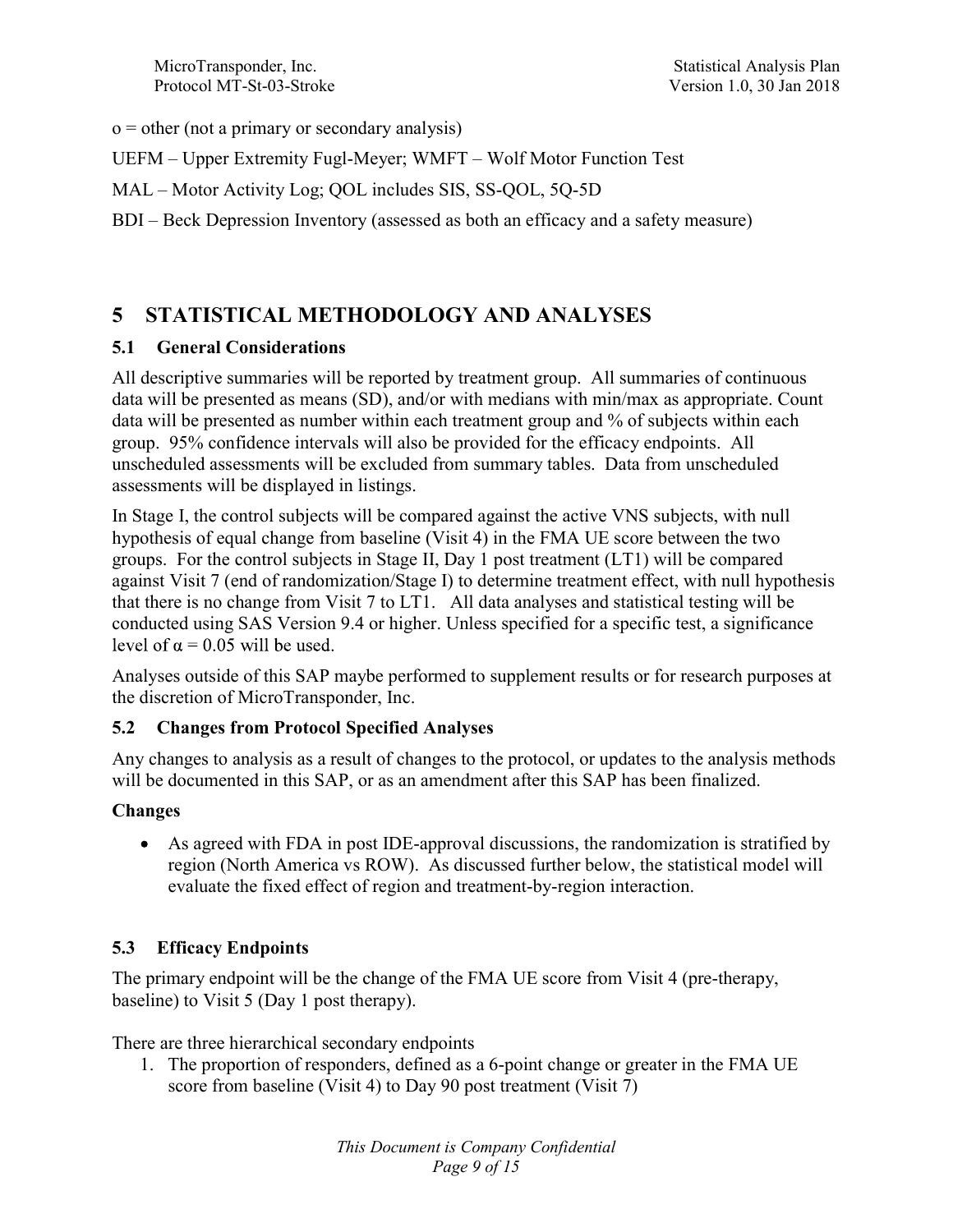o = other (not a primary or secondary analysis)

UEFM – Upper Extremity Fugl-Meyer; WMFT – Wolf Motor Function Test

MAL – Motor Activity Log; QOL includes SIS, SS-QOL, 5Q-5D

BDI – Beck Depression Inventory (assessed as both an efficacy and a safety measure)

# 5 STATISTICAL METHODOLOGY AND ANALYSES

## 5.1 General Considerations

All descriptive summaries will be reported by treatment group. All summaries of continuous data will be presented as means (SD), and/or with medians with min/max as appropriate. Count data will be presented as number within each treatment group and % of subjects within each group. 95% confidence intervals will also be provided for the efficacy endpoints. All unscheduled assessments will be excluded from summary tables. Data from unscheduled assessments will be displayed in listings.

In Stage I, the control subjects will be compared against the active VNS subjects, with null hypothesis of equal change from baseline (Visit 4) in the FMA UE score between the two groups. For the control subjects in Stage II, Day 1 post treatment (LT1) will be compared against Visit 7 (end of randomization/Stage I) to determine treatment effect, with null hypothesis that there is no change from Visit 7 to LT1. All data analyses and statistical testing will be conducted using SAS Version 9.4 or higher. Unless specified for a specific test, a significance level of $\alpha = 0.05$ will be used.

Analyses outside of this SAP maybe performed to supplement results or for research purposes at the discretion of MicroTransponder, Inc.

## 5.2 Changes from Protocol Specified Analyses

Any changes to analysis as a result of changes to the protocol, or updates to the analysis methods will be documented in this SAP, or as an amendment after this SAP has been finalized.

**Changes**

- As agreed with FDA in post IDE-approval discussions, the randomization is stratified by region (North America vs ROW). As discussed further below, the statistical model will evaluate the fixed effect of region and treatment-by-region interaction.

## 5.3 Efficacy Endpoints

The primary endpoint will be the change of the FMA UE score from Visit 4 (pre-therapy, baseline) to Visit 5 (Day 1 post therapy).

There are three hierarchical secondary endpoints

1. The proportion of responders, defined as a 6-point change or greater in the FMA UE score from baseline (Visit 4) to Day 90 post treatment (Visit 7)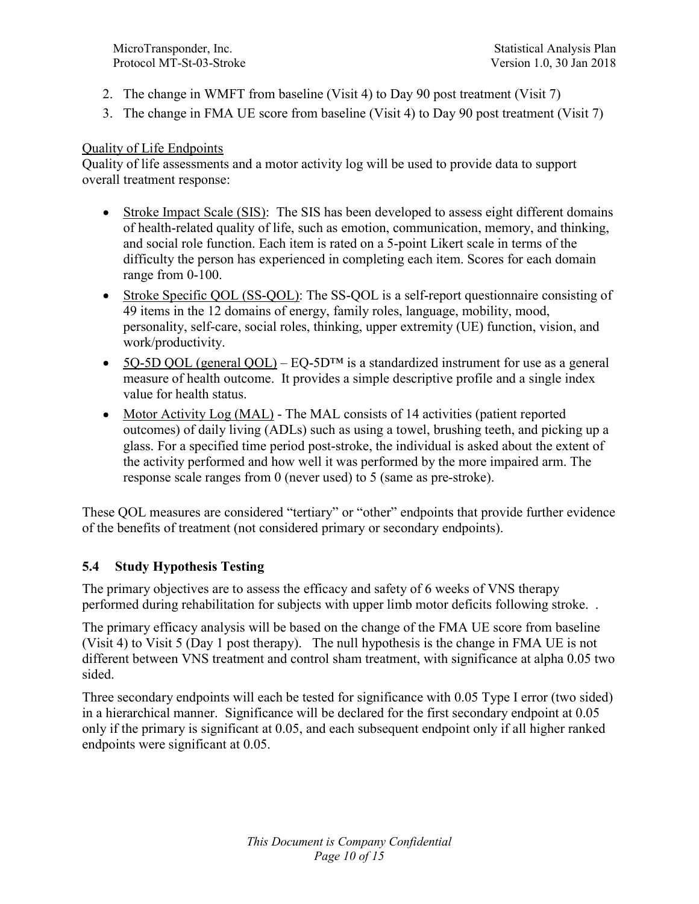2. The change in WMFT from baseline (Visit 4) to Day 90 post treatment (Visit 7)
3. The change in FMA UE score from baseline (Visit 4) to Day 90 post treatment (Visit 7)

Quality of Life Endpoints

Quality of life assessments and a motor activity log will be used to provide data to support overall treatment response:

- Stroke Impact Scale (SIS): The SIS has been developed to assess eight different domains of health-related quality of life, such as emotion, communication, memory, and thinking, and social role function. Each item is rated on a 5-point Likert scale in terms of the difficulty the person has experienced in completing each item. Scores for each domain range from 0-100.
- Stroke Specific QOL (SS-QOL): The SS-QOL is a self-report questionnaire consisting of 49 items in the 12 domains of energy, family roles, language, mobility, mood, personality, self-care, social roles, thinking, upper extremity (UE) function, vision, and work/productivity.
- 5Q-5D QOL (general QOL) – EQ-5D™ is a standardized instrument for use as a general measure of health outcome. It provides a simple descriptive profile and a single index value for health status.
- Motor Activity Log (MAL) - The MAL consists of 14 activities (patient reported outcomes) of daily living (ADLs) such as using a towel, brushing teeth, and picking up a glass. For a specified time period post-stroke, the individual is asked about the extent of the activity performed and how well it was performed by the more impaired arm. The response scale ranges from 0 (never used) to 5 (same as pre-stroke).

These QOL measures are considered "tertiary" or "other" endpoints that provide further evidence of the benefits of treatment (not considered primary or secondary endpoints).

### 5.4 Study Hypothesis Testing

The primary objectives are to assess the efficacy and safety of 6 weeks of VNS therapy performed during rehabilitation for subjects with upper limb motor deficits following stroke. .

The primary efficacy analysis will be based on the change of the FMA UE score from baseline (Visit 4) to Visit 5 (Day 1 post therapy). The null hypothesis is the change in FMA UE is not different between VNS treatment and control sham treatment, with significance at alpha 0.05 two sided.

Three secondary endpoints will each be tested for significance with 0.05 Type I error (two sided) in a hierarchical manner. Significance will be declared for the first secondary endpoint at 0.05 only if the primary is significant at 0.05, and each subsequent endpoint only if all higher ranked endpoints were significant at 0.05.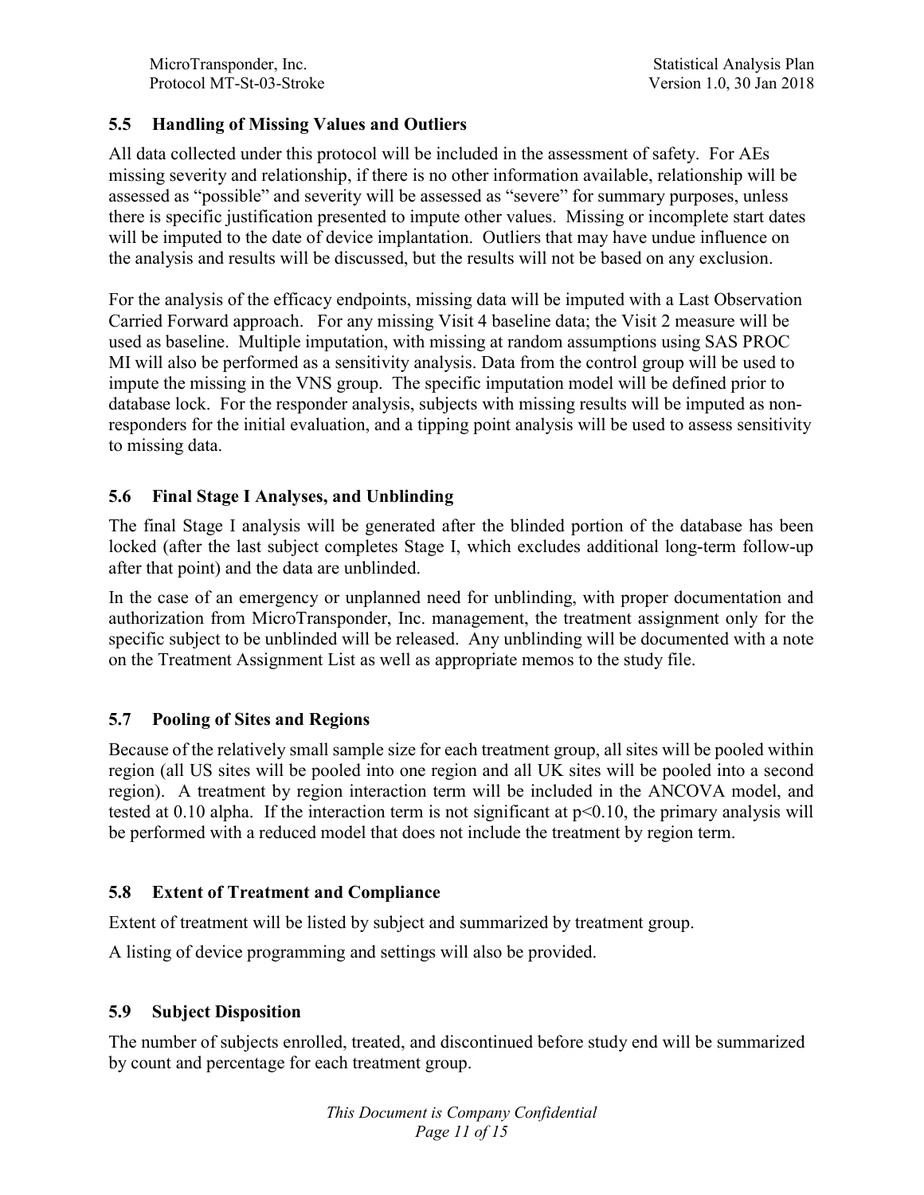## 5.5 Handling of Missing Values and Outliers

All data collected under this protocol will be included in the assessment of safety. For AEs missing severity and relationship, if there is no other information available, relationship will be assessed as "possible" and severity will be assessed as "severe" for summary purposes, unless there is specific justification presented to impute other values. Missing or incomplete start dates will be imputed to the date of device implantation. Outliers that may have undue influence on the analysis and results will be discussed, but the results will not be based on any exclusion.

For the analysis of the efficacy endpoints, missing data will be imputed with a Last Observation Carried Forward approach. For any missing Visit 4 baseline data; the Visit 2 measure will be used as baseline. Multiple imputation, with missing at random assumptions using SAS PROC MI will also be performed as a sensitivity analysis. Data from the control group will be used to impute the missing in the VNS group. The specific imputation model will be defined prior to database lock. For the responder analysis, subjects with missing results will be imputed as non-responders for the initial evaluation, and a tipping point analysis will be used to assess sensitivity to missing data.

## 5.6 Final Stage I Analyses, and Unblinding

The final Stage I analysis will be generated after the blinded portion of the database has been locked (after the last subject completes Stage I, which excludes additional long-term follow-up after that point) and the data are unblinded.

In the case of an emergency or unplanned need for unblinding, with proper documentation and authorization from MicroTransponder, Inc. management, the treatment assignment only for the specific subject to be unblinded will be released. Any unblinding will be documented with a note on the Treatment Assignment List as well as appropriate memos to the study file.

## 5.7 Pooling of Sites and Regions

Because of the relatively small sample size for each treatment group, all sites will be pooled within region (all US sites will be pooled into one region and all UK sites will be pooled into a second region). A treatment by region interaction term will be included in the ANCOVA model, and tested at 0.10 alpha. If the interaction term is not significant at $p<0.10$, the primary analysis will be performed with a reduced model that does not include the treatment by region term.

## 5.8 Extent of Treatment and Compliance

Extent of treatment will be listed by subject and summarized by treatment group.

A listing of device programming and settings will also be provided.

## 5.9 Subject Disposition

The number of subjects enrolled, treated, and discontinued before study end will be summarized by count and percentage for each treatment group.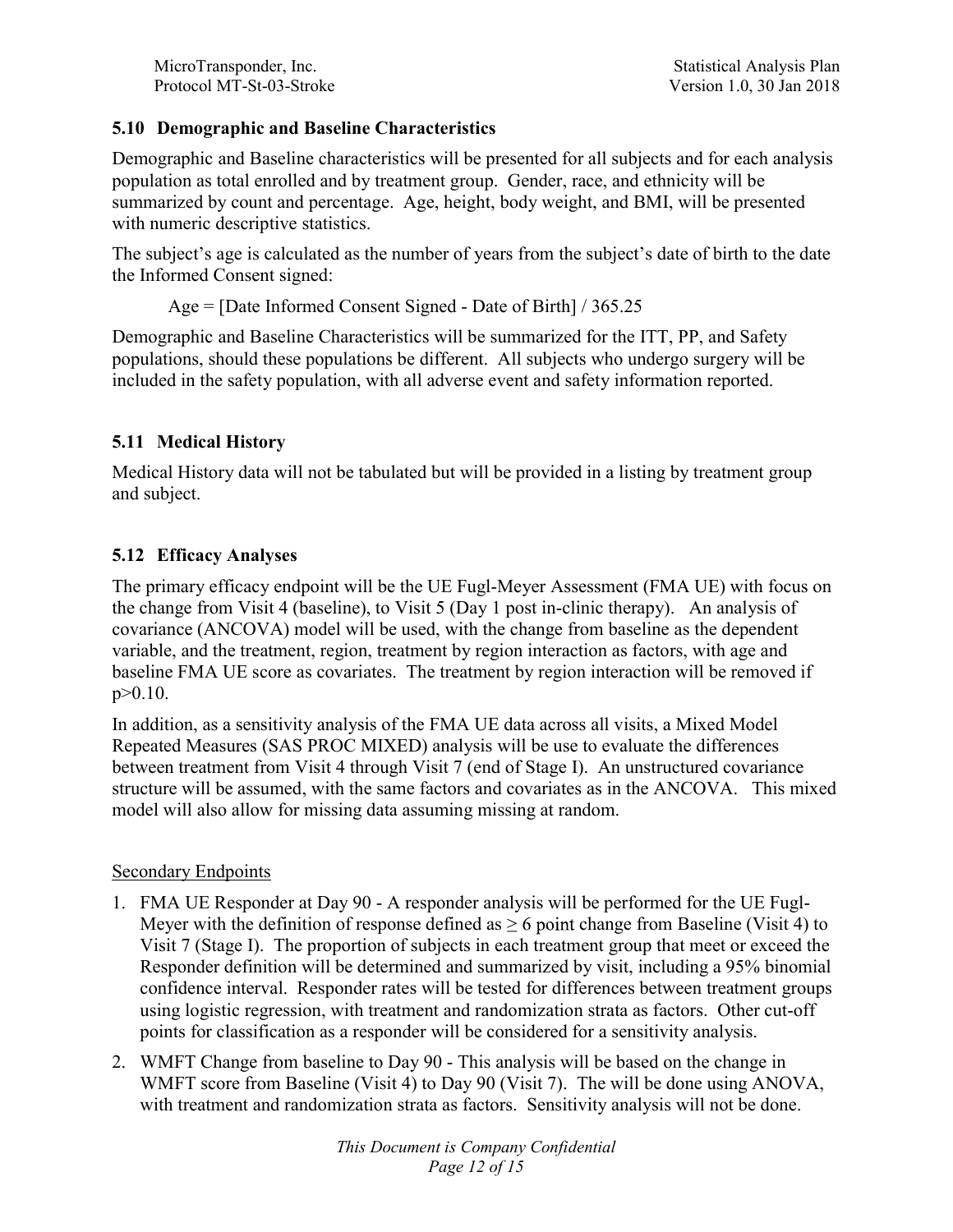## 5.10 Demographic and Baseline Characteristics

Demographic and Baseline characteristics will be presented for all subjects and for each analysis population as total enrolled and by treatment group. Gender, race, and ethnicity will be summarized by count and percentage. Age, height, body weight, and BMI, will be presented with numeric descriptive statistics.

The subject's age is calculated as the number of years from the subject's date of birth to the date the Informed Consent signed:

Age = [Date Informed Consent Signed - Date of Birth] / 365.25

Demographic and Baseline Characteristics will be summarized for the ITT, PP, and Safety populations, should these populations be different. All subjects who undergo surgery will be included in the safety population, with all adverse event and safety information reported.

## 5.11 Medical History

Medical History data will not be tabulated but will be provided in a listing by treatment group and subject.

## 5.12 Efficacy Analyses

The primary efficacy endpoint will be the UE Fugl-Meyer Assessment (FMA UE) with focus on the change from Visit 4 (baseline), to Visit 5 (Day 1 post in-clinic therapy). An analysis of covariance (ANCOVA) model will be used, with the change from baseline as the dependent variable, and the treatment, region, treatment by region interaction as factors, with age and baseline FMA UE score as covariates. The treatment by region interaction will be removed if $p>0.10$.

In addition, as a sensitivity analysis of the FMA UE data across all visits, a Mixed Model Repeated Measures (SAS PROC MIXED) analysis will be use to evaluate the differences between treatment from Visit 4 through Visit 7 (end of Stage I). An unstructured covariance structure will be assumed, with the same factors and covariates as in the ANCOVA. This mixed model will also allow for missing data assuming missing at random.

Secondary Endpoints

1. FMA UE Responder at Day 90 - A responder analysis will be performed for the UE Fugl-Meyer with the definition of response defined as $\geq 6$ point change from Baseline (Visit 4) to Visit 7 (Stage I). The proportion of subjects in each treatment group that meet or exceed the Responder definition will be determined and summarized by visit, including a 95% binomial confidence interval. Responder rates will be tested for differences between treatment groups using logistic regression, with treatment and randomization strata as factors. Other cut-off points for classification as a responder will be considered for a sensitivity analysis.
2. WMFT Change from baseline to Day 90 - This analysis will be based on the change in WMFT score from Baseline (Visit 4) to Day 90 (Visit 7). The will be done using ANOVA, with treatment and randomization strata as factors. Sensitivity analysis will not be done.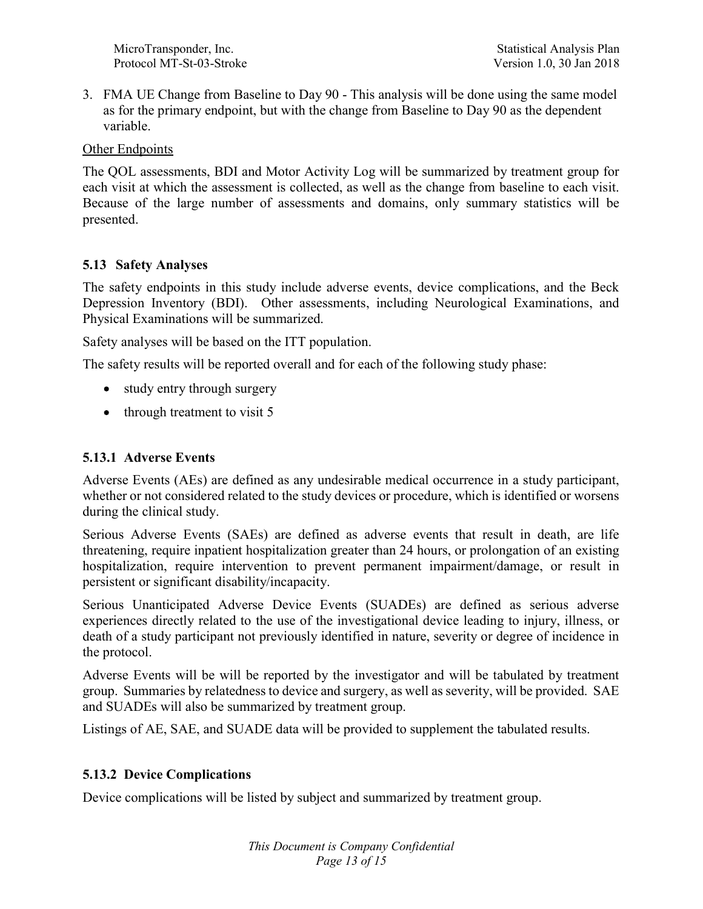3. FMA UE Change from Baseline to Day 90 - This analysis will be done using the same model as for the primary endpoint, but with the change from Baseline to Day 90 as the dependent variable.

Other Endpoints

The QOL assessments, BDI and Motor Activity Log will be summarized by treatment group for each visit at which the assessment is collected, as well as the change from baseline to each visit. Because of the large number of assessments and domains, only summary statistics will be presented.

### 5.13 Safety Analyses

The safety endpoints in this study include adverse events, device complications, and the Beck Depression Inventory (BDI). Other assessments, including Neurological Examinations, and Physical Examinations will be summarized.

Safety analyses will be based on the ITT population.

The safety results will be reported overall and for each of the following study phase:

- study entry through surgery
- through treatment to visit 5

#### 5.13.1 Adverse Events

Adverse Events (AEs) are defined as any undesirable medical occurrence in a study participant, whether or not considered related to the study devices or procedure, which is identified or worsens during the clinical study.

Serious Adverse Events (SAEs) are defined as adverse events that result in death, are life threatening, require inpatient hospitalization greater than 24 hours, or prolongation of an existing hospitalization, require intervention to prevent permanent impairment/damage, or result in persistent or significant disability/incapacity.

Serious Unanticipated Adverse Device Events (SUADEs) are defined as serious adverse experiences directly related to the use of the investigational device leading to injury, illness, or death of a study participant not previously identified in nature, severity or degree of incidence in the protocol.

Adverse Events will be will be reported by the investigator and will be tabulated by treatment group. Summaries by relatedness to device and surgery, as well as severity, will be provided. SAE and SUADEs will also be summarized by treatment group.

Listings of AE, SAE, and SUADE data will be provided to supplement the tabulated results.

#### 5.13.2 Device Complications

Device complications will be listed by subject and summarized by treatment group.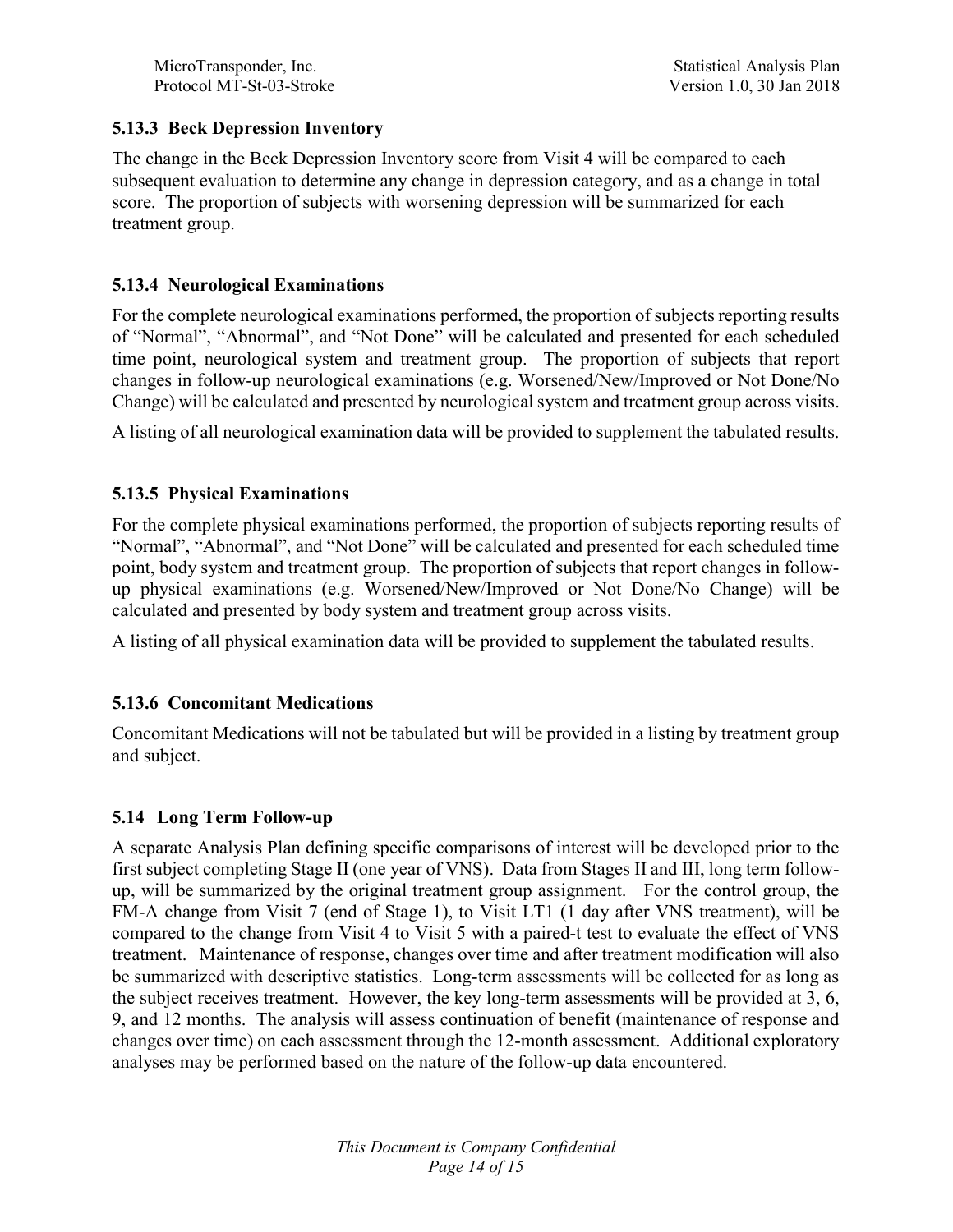### 5.13.3 Beck Depression Inventory

The change in the Beck Depression Inventory score from Visit 4 will be compared to each subsequent evaluation to determine any change in depression category, and as a change in total score. The proportion of subjects with worsening depression will be summarized for each treatment group.

### 5.13.4 Neurological Examinations

For the complete neurological examinations performed, the proportion of subjects reporting results of "Normal", "Abnormal", and "Not Done" will be calculated and presented for each scheduled time point, neurological system and treatment group. The proportion of subjects that report changes in follow-up neurological examinations (e.g. Worsened/New/Improved or Not Done/No Change) will be calculated and presented by neurological system and treatment group across visits.

A listing of all neurological examination data will be provided to supplement the tabulated results.

### 5.13.5 Physical Examinations

For the complete physical examinations performed, the proportion of subjects reporting results of "Normal", "Abnormal", and "Not Done" will be calculated and presented for each scheduled time point, body system and treatment group. The proportion of subjects that report changes in follow-up physical examinations (e.g. Worsened/New/Improved or Not Done/No Change) will be calculated and presented by body system and treatment group across visits.

A listing of all physical examination data will be provided to supplement the tabulated results.

### 5.13.6 Concomitant Medications

Concomitant Medications will not be tabulated but will be provided in a listing by treatment group and subject.

## 5.14 Long Term Follow-up

A separate Analysis Plan defining specific comparisons of interest will be developed prior to the first subject completing Stage II (one year of VNS). Data from Stages II and III, long term follow-up, will be summarized by the original treatment group assignment. For the control group, the FM-A change from Visit 7 (end of Stage 1), to Visit LT1 (1 day after VNS treatment), will be compared to the change from Visit 4 to Visit 5 with a paired-t test to evaluate the effect of VNS treatment. Maintenance of response, changes over time and after treatment modification will also be summarized with descriptive statistics. Long-term assessments will be collected for as long as the subject receives treatment. However, the key long-term assessments will be provided at 3, 6, 9, and 12 months. The analysis will assess continuation of benefit (maintenance of response and changes over time) on each assessment through the 12-month assessment. Additional exploratory analyses may be performed based on the nature of the follow-up data encountered.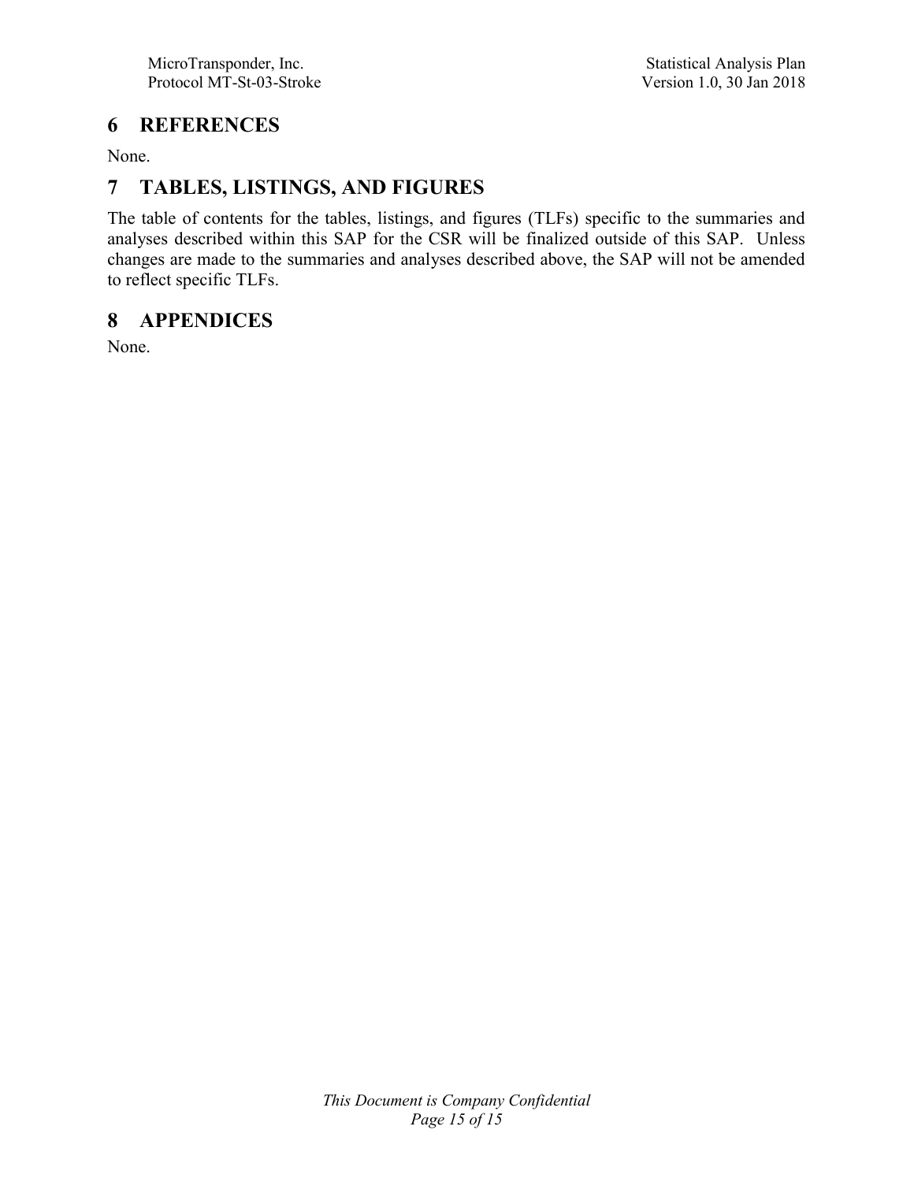# 6 REFERENCES

None.

# 7 TABLES, LISTINGS, AND FIGURES

The table of contents for the tables, listings, and figures (TLFs) specific to the summaries and analyses described within this SAP for the CSR will be finalized outside of this SAP. Unless changes are made to the summaries and analyses described above, the SAP will not be amended to reflect specific TLFs.

# 8 APPENDICES

None.